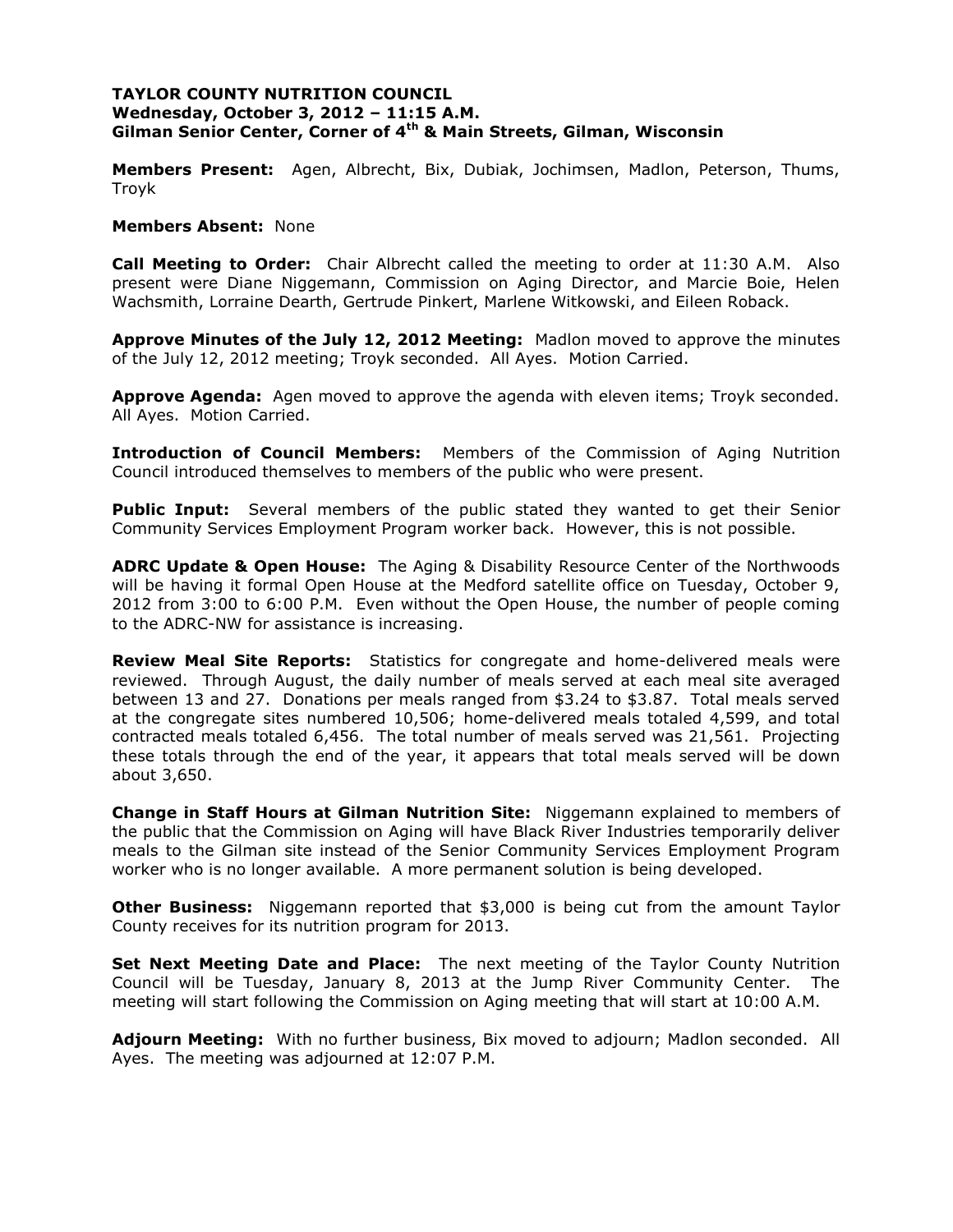**TAYLOR COUNTY NUTRITION COUNCIL**
**Wednesday, October 3, 2012 – 11:15 A.M.**
**Gilman Senior Center, Corner of 4th & Main Streets, Gilman, Wisconsin**

**Members Present:** Agen, Albrecht, Bix, Dubiak, Jochimsen, Madlon, Peterson, Thums, Troyk

**Members Absent:** None

**Call Meeting to Order:** Chair Albrecht called the meeting to order at 11:30 A.M. Also present were Diane Niggemann, Commission on Aging Director, and Marcie Boie, Helen Wachsmith, Lorraine Dearth, Gertrude Pinkert, Marlene Witkowski, and Eileen Roback.

**Approve Minutes of the July 12, 2012 Meeting:** Madlon moved to approve the minutes of the July 12, 2012 meeting; Troyk seconded. All Ayes. Motion Carried.

**Approve Agenda:** Agen moved to approve the agenda with eleven items; Troyk seconded. All Ayes. Motion Carried.

**Introduction of Council Members:** Members of the Commission of Aging Nutrition Council introduced themselves to members of the public who were present.

**Public Input:** Several members of the public stated they wanted to get their Senior Community Services Employment Program worker back. However, this is not possible.

**ADRC Update & Open House:** The Aging & Disability Resource Center of the Northwoods will be having it formal Open House at the Medford satellite office on Tuesday, October 9, 2012 from 3:00 to 6:00 P.M. Even without the Open House, the number of people coming to the ADRC-NW for assistance is increasing.

**Review Meal Site Reports:** Statistics for congregate and home-delivered meals were reviewed. Through August, the daily number of meals served at each meal site averaged between 13 and 27. Donations per meals ranged from $3.24 to $3.87. Total meals served at the congregate sites numbered 10,506; home-delivered meals totaled 4,599, and total contracted meals totaled 6,456. The total number of meals served was 21,561. Projecting these totals through the end of the year, it appears that total meals served will be down about 3,650.

**Change in Staff Hours at Gilman Nutrition Site:** Niggemann explained to members of the public that the Commission on Aging will have Black River Industries temporarily deliver meals to the Gilman site instead of the Senior Community Services Employment Program worker who is no longer available. A more permanent solution is being developed.

**Other Business:** Niggemann reported that $3,000 is being cut from the amount Taylor County receives for its nutrition program for 2013.

**Set Next Meeting Date and Place:** The next meeting of the Taylor County Nutrition Council will be Tuesday, January 8, 2013 at the Jump River Community Center. The meeting will start following the Commission on Aging meeting that will start at 10:00 A.M.

**Adjourn Meeting:** With no further business, Bix moved to adjourn; Madlon seconded. All Ayes. The meeting was adjourned at 12:07 P.M.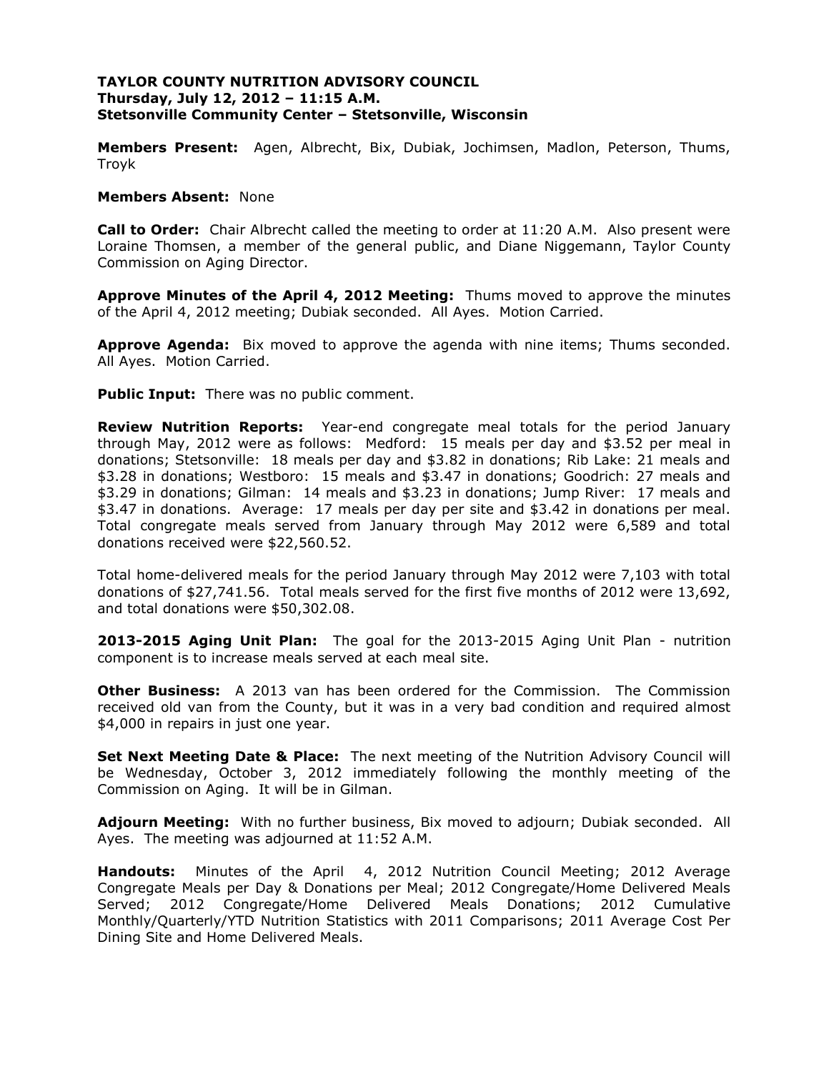**TAYLOR COUNTY NUTRITION ADVISORY COUNCIL**
**Thursday, July 12, 2012 – 11:15 A.M.**
**Stetsonville Community Center – Stetsonville, Wisconsin**

**Members Present:** Agen, Albrecht, Bix, Dubiak, Jochimsen, Madlon, Peterson, Thums, Troyk

**Members Absent:** None

**Call to Order:** Chair Albrecht called the meeting to order at 11:20 A.M. Also present were Loraine Thomsen, a member of the general public, and Diane Niggemann, Taylor County Commission on Aging Director.

**Approve Minutes of the April 4, 2012 Meeting:** Thums moved to approve the minutes of the April 4, 2012 meeting; Dubiak seconded. All Ayes. Motion Carried.

**Approve Agenda:** Bix moved to approve the agenda with nine items; Thums seconded. All Ayes. Motion Carried.

**Public Input:** There was no public comment.

**Review Nutrition Reports:** Year-end congregate meal totals for the period January through May, 2012 were as follows: Medford: 15 meals per day and $3.52 per meal in donations; Stetsonville: 18 meals per day and $3.82 in donations; Rib Lake: 21 meals and $3.28 in donations; Westboro: 15 meals and $3.47 in donations; Goodrich: 27 meals and $3.29 in donations; Gilman: 14 meals and $3.23 in donations; Jump River: 17 meals and $3.47 in donations. Average: 17 meals per day per site and $3.42 in donations per meal. Total congregate meals served from January through May 2012 were 6,589 and total donations received were $22,560.52.

Total home-delivered meals for the period January through May 2012 were 7,103 with total donations of $27,741.56. Total meals served for the first five months of 2012 were 13,692, and total donations were $50,302.08.

**2013-2015 Aging Unit Plan:** The goal for the 2013-2015 Aging Unit Plan - nutrition component is to increase meals served at each meal site.

**Other Business:** A 2013 van has been ordered for the Commission. The Commission received old van from the County, but it was in a very bad condition and required almost $4,000 in repairs in just one year.

**Set Next Meeting Date & Place:** The next meeting of the Nutrition Advisory Council will be Wednesday, October 3, 2012 immediately following the monthly meeting of the Commission on Aging. It will be in Gilman.

**Adjourn Meeting:** With no further business, Bix moved to adjourn; Dubiak seconded. All Ayes. The meeting was adjourned at 11:52 A.M.

**Handouts:** Minutes of the April 4, 2012 Nutrition Council Meeting; 2012 Average Congregate Meals per Day & Donations per Meal; 2012 Congregate/Home Delivered Meals Served; 2012 Congregate/Home Delivered Meals Donations; 2012 Cumulative Monthly/Quarterly/YTD Nutrition Statistics with 2011 Comparisons; 2011 Average Cost Per Dining Site and Home Delivered Meals.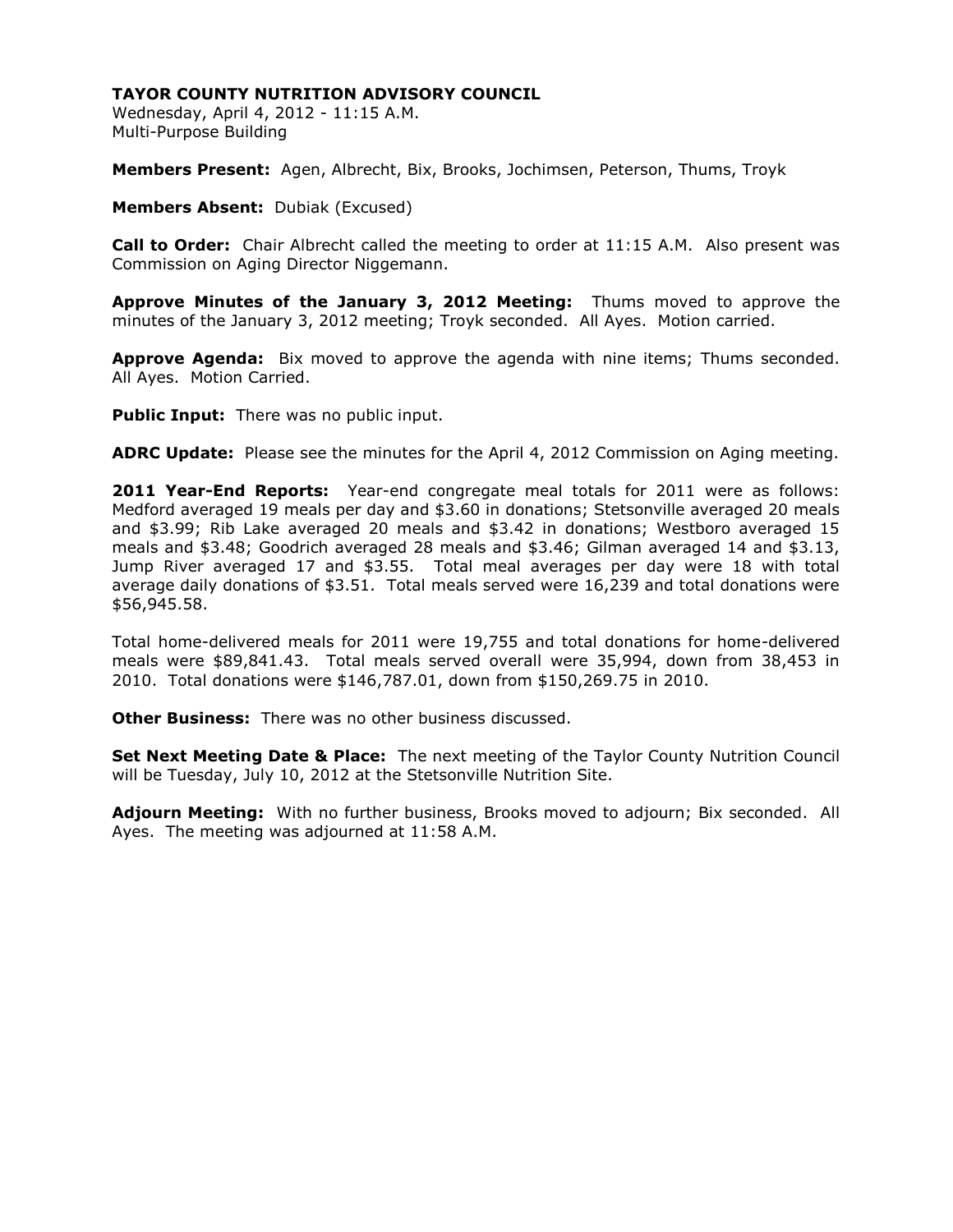**TAYOR COUNTY NUTRITION ADVISORY COUNCIL**

Wednesday, April 4, 2012 - 11:15 A.M.
Multi-Purpose Building

**Members Present:** Agen, Albrecht, Bix, Brooks, Jochimsen, Peterson, Thums, Troyk

**Members Absent:** Dubiak (Excused)

**Call to Order:** Chair Albrecht called the meeting to order at 11:15 A.M. Also present was Commission on Aging Director Niggemann.

**Approve Minutes of the January 3, 2012 Meeting:** Thums moved to approve the minutes of the January 3, 2012 meeting; Troyk seconded. All Ayes. Motion carried.

**Approve Agenda:** Bix moved to approve the agenda with nine items; Thums seconded. All Ayes. Motion Carried.

**Public Input:** There was no public input.

**ADRC Update:** Please see the minutes for the April 4, 2012 Commission on Aging meeting.

**2011 Year-End Reports:** Year-end congregate meal totals for 2011 were as follows: Medford averaged 19 meals per day and $3.60 in donations; Stetsonville averaged 20 meals and $3.99; Rib Lake averaged 20 meals and $3.42 in donations; Westboro averaged 15 meals and $3.48; Goodrich averaged 28 meals and $3.46; Gilman averaged 14 and $3.13, Jump River averaged 17 and $3.55. Total meal averages per day were 18 with total average daily donations of $3.51. Total meals served were 16,239 and total donations were $56,945.58.

Total home-delivered meals for 2011 were 19,755 and total donations for home-delivered meals were $89,841.43. Total meals served overall were 35,994, down from 38,453 in 2010. Total donations were $146,787.01, down from $150,269.75 in 2010.

**Other Business:** There was no other business discussed.

**Set Next Meeting Date & Place:** The next meeting of the Taylor County Nutrition Council will be Tuesday, July 10, 2012 at the Stetsonville Nutrition Site.

**Adjourn Meeting:** With no further business, Brooks moved to adjourn; Bix seconded. All Ayes. The meeting was adjourned at 11:58 A.M.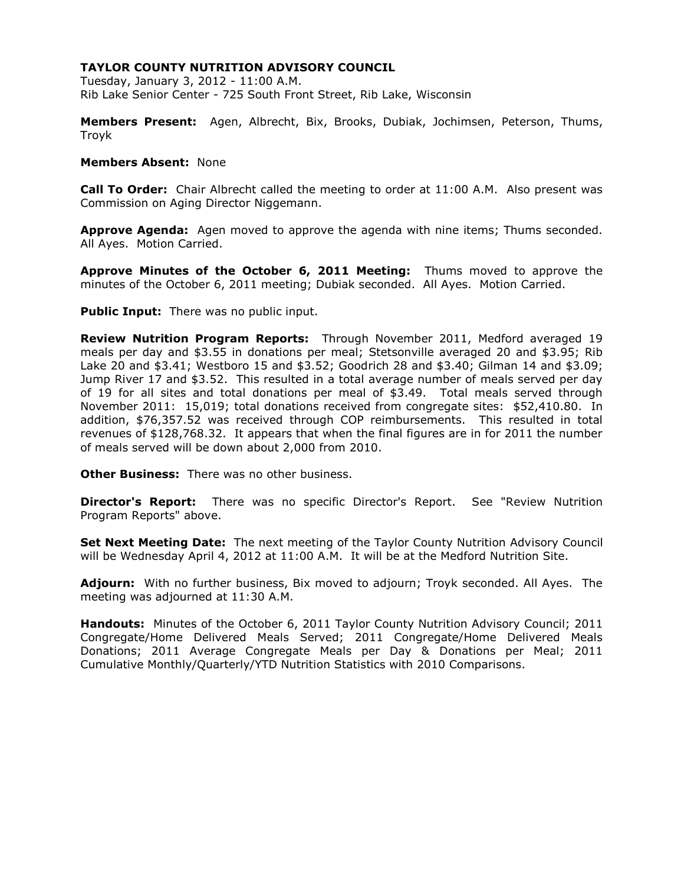# TAYLOR COUNTY NUTRITION ADVISORY COUNCIL

Tuesday, January 3, 2012 - 11:00 A.M.
Rib Lake Senior Center - 725 South Front Street, Rib Lake, Wisconsin

**Members Present:** Agen, Albrecht, Bix, Brooks, Dubiak, Jochimsen, Peterson, Thums, Troyk

**Members Absent:** None

**Call To Order:** Chair Albrecht called the meeting to order at 11:00 A.M. Also present was Commission on Aging Director Niggemann.

**Approve Agenda:** Agen moved to approve the agenda with nine items; Thums seconded. All Ayes. Motion Carried.

**Approve Minutes of the October 6, 2011 Meeting:** Thums moved to approve the minutes of the October 6, 2011 meeting; Dubiak seconded. All Ayes. Motion Carried.

**Public Input:** There was no public input.

**Review Nutrition Program Reports:** Through November 2011, Medford averaged 19 meals per day and $3.55 in donations per meal; Stetsonville averaged 20 and $3.95; Rib Lake 20 and $3.41; Westboro 15 and $3.52; Goodrich 28 and $3.40; Gilman 14 and $3.09; Jump River 17 and $3.52. This resulted in a total average number of meals served per day of 19 for all sites and total donations per meal of $3.49. Total meals served through November 2011: 15,019; total donations received from congregate sites: $52,410.80. In addition, $76,357.52 was received through COP reimbursements. This resulted in total revenues of $128,768.32. It appears that when the final figures are in for 2011 the number of meals served will be down about 2,000 from 2010.

**Other Business:** There was no other business.

**Director's Report:** There was no specific Director's Report. See "Review Nutrition Program Reports" above.

**Set Next Meeting Date:** The next meeting of the Taylor County Nutrition Advisory Council will be Wednesday April 4, 2012 at 11:00 A.M. It will be at the Medford Nutrition Site.

**Adjourn:** With no further business, Bix moved to adjourn; Troyk seconded. All Ayes. The meeting was adjourned at 11:30 A.M.

**Handouts:** Minutes of the October 6, 2011 Taylor County Nutrition Advisory Council; 2011 Congregate/Home Delivered Meals Served; 2011 Congregate/Home Delivered Meals Donations; 2011 Average Congregate Meals per Day & Donations per Meal; 2011 Cumulative Monthly/Quarterly/YTD Nutrition Statistics with 2010 Comparisons.